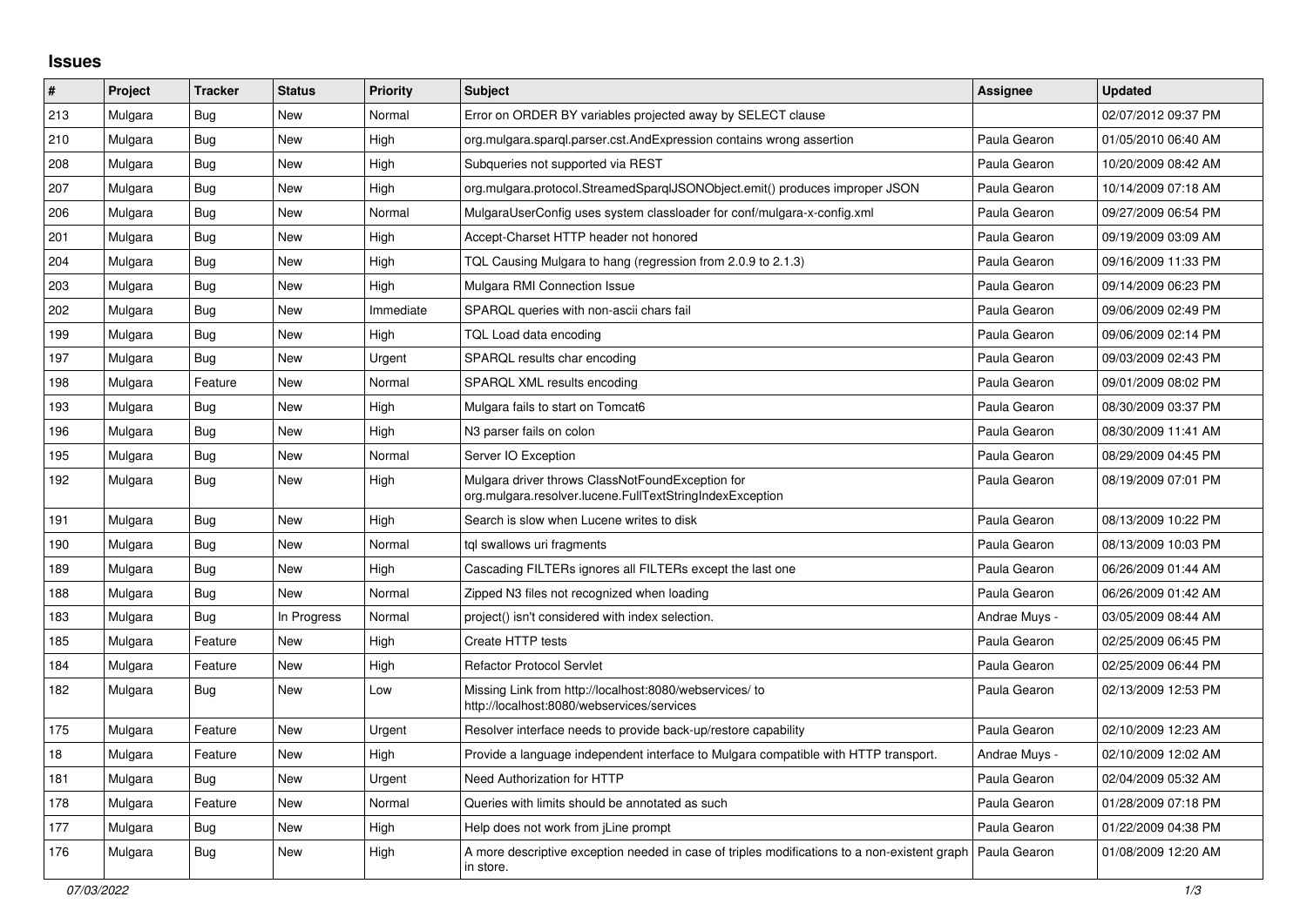## Issues

| # | Project | Tracker | Status | Priority | Subject | Assignee | Updated |
|---|---|---|---|---|---|---|---|
| 213 | Mulgara | Bug | New | Normal | Error on ORDER BY variables projected away by SELECT clause | | 02/07/2012 09:37 PM |
| 210 | Mulgara | Bug | New | High | org.mulgara.sparql.parser.cst.AndExpression contains wrong assertion | Paula Gearon | 01/05/2010 06:40 AM |
| 208 | Mulgara | Bug | New | High | Subqueries not supported via REST | Paula Gearon | 10/20/2009 08:42 AM |
| 207 | Mulgara | Bug | New | High | org.mulgara.protocol.StreamedSparqlJSONObject.emit() produces improper JSON | Paula Gearon | 10/14/2009 07:18 AM |
| 206 | Mulgara | Bug | New | Normal | MulgaraUserConfig uses system classloader for conf/mulgara-x-config.xml | Paula Gearon | 09/27/2009 06:54 PM |
| 201 | Mulgara | Bug | New | High | Accept-Charset HTTP header not honored | Paula Gearon | 09/19/2009 03:09 AM |
| 204 | Mulgara | Bug | New | High | TQL Causing Mulgara to hang (regression from 2.0.9 to 2.1.3) | Paula Gearon | 09/16/2009 11:33 PM |
| 203 | Mulgara | Bug | New | High | Mulgara RMI Connection Issue | Paula Gearon | 09/14/2009 06:23 PM |
| 202 | Mulgara | Bug | New | Immediate | SPARQL queries with non-ascii chars fail | Paula Gearon | 09/06/2009 02:49 PM |
| 199 | Mulgara | Bug | New | High | TQL Load data encoding | Paula Gearon | 09/06/2009 02:14 PM |
| 197 | Mulgara | Bug | New | Urgent | SPARQL results char encoding | Paula Gearon | 09/03/2009 02:43 PM |
| 198 | Mulgara | Feature | New | Normal | SPARQL XML results encoding | Paula Gearon | 09/01/2009 08:02 PM |
| 193 | Mulgara | Bug | New | High | Mulgara fails to start on Tomcat6 | Paula Gearon | 08/30/2009 03:37 PM |
| 196 | Mulgara | Bug | New | High | N3 parser fails on colon | Paula Gearon | 08/30/2009 11:41 AM |
| 195 | Mulgara | Bug | New | Normal | Server IO Exception | Paula Gearon | 08/29/2009 04:45 PM |
| 192 | Mulgara | Bug | New | High | Mulgara driver throws ClassNotFoundException for org.mulgara.resolver.lucene.FullTextStringIndexException | Paula Gearon | 08/19/2009 07:01 PM |
| 191 | Mulgara | Bug | New | High | Search is slow when Lucene writes to disk | Paula Gearon | 08/13/2009 10:22 PM |
| 190 | Mulgara | Bug | New | Normal | tql swallows uri fragments | Paula Gearon | 08/13/2009 10:03 PM |
| 189 | Mulgara | Bug | New | High | Cascading FILTERs ignores all FILTERs except the last one | Paula Gearon | 06/26/2009 01:44 AM |
| 188 | Mulgara | Bug | New | Normal | Zipped N3 files not recognized when loading | Paula Gearon | 06/26/2009 01:42 AM |
| 183 | Mulgara | Bug | In Progress | Normal | project() isn't considered with index selection. | Andrae Muys - | 03/05/2009 08:44 AM |
| 185 | Mulgara | Feature | New | High | Create HTTP tests | Paula Gearon | 02/25/2009 06:45 PM |
| 184 | Mulgara | Feature | New | High | Refactor Protocol Servlet | Paula Gearon | 02/25/2009 06:44 PM |
| 182 | Mulgara | Bug | New | Low | Missing Link from http://localhost:8080/webservices/ to http://localhost:8080/webservices/services | Paula Gearon | 02/13/2009 12:53 PM |
| 175 | Mulgara | Feature | New | Urgent | Resolver interface needs to provide back-up/restore capability | Paula Gearon | 02/10/2009 12:23 AM |
| 18 | Mulgara | Feature | New | High | Provide a language independent interface to Mulgara compatible with HTTP transport. | Andrae Muys - | 02/10/2009 12:02 AM |
| 181 | Mulgara | Bug | New | Urgent | Need Authorization for HTTP | Paula Gearon | 02/04/2009 05:32 AM |
| 178 | Mulgara | Feature | New | Normal | Queries with limits should be annotated as such | Paula Gearon | 01/28/2009 07:18 PM |
| 177 | Mulgara | Bug | New | High | Help does not work from jLine prompt | Paula Gearon | 01/22/2009 04:38 PM |
| 176 | Mulgara | Bug | New | High | A more descriptive exception needed in case of triples modifications to a non-existent graph in store. | Paula Gearon | 01/08/2009 12:20 AM |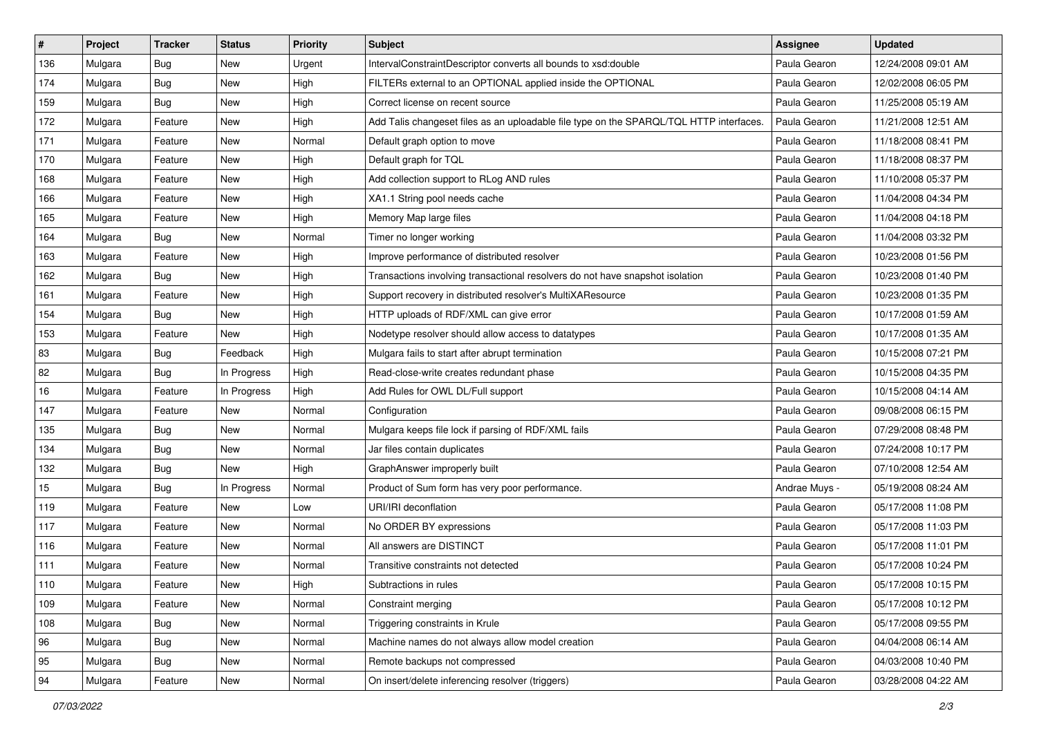| # | Project | Tracker | Status | Priority | Subject | Assignee | Updated |
|---|---|---|---|---|---|---|---|
| 136 | Mulgara | Bug | New | Urgent | IntervalConstraintDescriptor converts all bounds to xsd:double | Paula Gearon | 12/24/2008 09:01 AM |
| 174 | Mulgara | Bug | New | High | FILTERs external to an OPTIONAL applied inside the OPTIONAL | Paula Gearon | 12/02/2008 06:05 PM |
| 159 | Mulgara | Bug | New | High | Correct license on recent source | Paula Gearon | 11/25/2008 05:19 AM |
| 172 | Mulgara | Feature | New | High | Add Talis changeset files as an uploadable file type on the SPARQL/TQL HTTP interfaces. | Paula Gearon | 11/21/2008 12:51 AM |
| 171 | Mulgara | Feature | New | Normal | Default graph option to move | Paula Gearon | 11/18/2008 08:41 PM |
| 170 | Mulgara | Feature | New | High | Default graph for TQL | Paula Gearon | 11/18/2008 08:37 PM |
| 168 | Mulgara | Feature | New | High | Add collection support to RLog AND rules | Paula Gearon | 11/10/2008 05:37 PM |
| 166 | Mulgara | Feature | New | High | XA1.1 String pool needs cache | Paula Gearon | 11/04/2008 04:34 PM |
| 165 | Mulgara | Feature | New | High | Memory Map large files | Paula Gearon | 11/04/2008 04:18 PM |
| 164 | Mulgara | Bug | New | Normal | Timer no longer working | Paula Gearon | 11/04/2008 03:32 PM |
| 163 | Mulgara | Feature | New | High | Improve performance of distributed resolver | Paula Gearon | 10/23/2008 01:56 PM |
| 162 | Mulgara | Bug | New | High | Transactions involving transactional resolvers do not have snapshot isolation | Paula Gearon | 10/23/2008 01:40 PM |
| 161 | Mulgara | Feature | New | High | Support recovery in distributed resolver's MultiXAResource | Paula Gearon | 10/23/2008 01:35 PM |
| 154 | Mulgara | Bug | New | High | HTTP uploads of RDF/XML can give error | Paula Gearon | 10/17/2008 01:59 AM |
| 153 | Mulgara | Feature | New | High | Nodetype resolver should allow access to datatypes | Paula Gearon | 10/17/2008 01:35 AM |
| 83 | Mulgara | Bug | Feedback | High | Mulgara fails to start after abrupt termination | Paula Gearon | 10/15/2008 07:21 PM |
| 82 | Mulgara | Bug | In Progress | High | Read-close-write creates redundant phase | Paula Gearon | 10/15/2008 04:35 PM |
| 16 | Mulgara | Feature | In Progress | High | Add Rules for OWL DL/Full support | Paula Gearon | 10/15/2008 04:14 AM |
| 147 | Mulgara | Feature | New | Normal | Configuration | Paula Gearon | 09/08/2008 06:15 PM |
| 135 | Mulgara | Bug | New | Normal | Mulgara keeps file lock if parsing of RDF/XML fails | Paula Gearon | 07/29/2008 08:48 PM |
| 134 | Mulgara | Bug | New | Normal | Jar files contain duplicates | Paula Gearon | 07/24/2008 10:17 PM |
| 132 | Mulgara | Bug | New | High | GraphAnswer improperly built | Paula Gearon | 07/10/2008 12:54 AM |
| 15 | Mulgara | Bug | In Progress | Normal | Product of Sum form has very poor performance. | Andrae Muys - | 05/19/2008 08:24 AM |
| 119 | Mulgara | Feature | New | Low | URI/IRI deconflation | Paula Gearon | 05/17/2008 11:08 PM |
| 117 | Mulgara | Feature | New | Normal | No ORDER BY expressions | Paula Gearon | 05/17/2008 11:03 PM |
| 116 | Mulgara | Feature | New | Normal | All answers are DISTINCT | Paula Gearon | 05/17/2008 11:01 PM |
| 111 | Mulgara | Feature | New | Normal | Transitive constraints not detected | Paula Gearon | 05/17/2008 10:24 PM |
| 110 | Mulgara | Feature | New | High | Subtractions in rules | Paula Gearon | 05/17/2008 10:15 PM |
| 109 | Mulgara | Feature | New | Normal | Constraint merging | Paula Gearon | 05/17/2008 10:12 PM |
| 108 | Mulgara | Bug | New | Normal | Triggering constraints in Krule | Paula Gearon | 05/17/2008 09:55 PM |
| 96 | Mulgara | Bug | New | Normal | Machine names do not always allow model creation | Paula Gearon | 04/04/2008 06:14 AM |
| 95 | Mulgara | Bug | New | Normal | Remote backups not compressed | Paula Gearon | 04/03/2008 10:40 PM |
| 94 | Mulgara | Feature | New | Normal | On insert/delete inferencing resolver (triggers) | Paula Gearon | 03/28/2008 04:22 AM |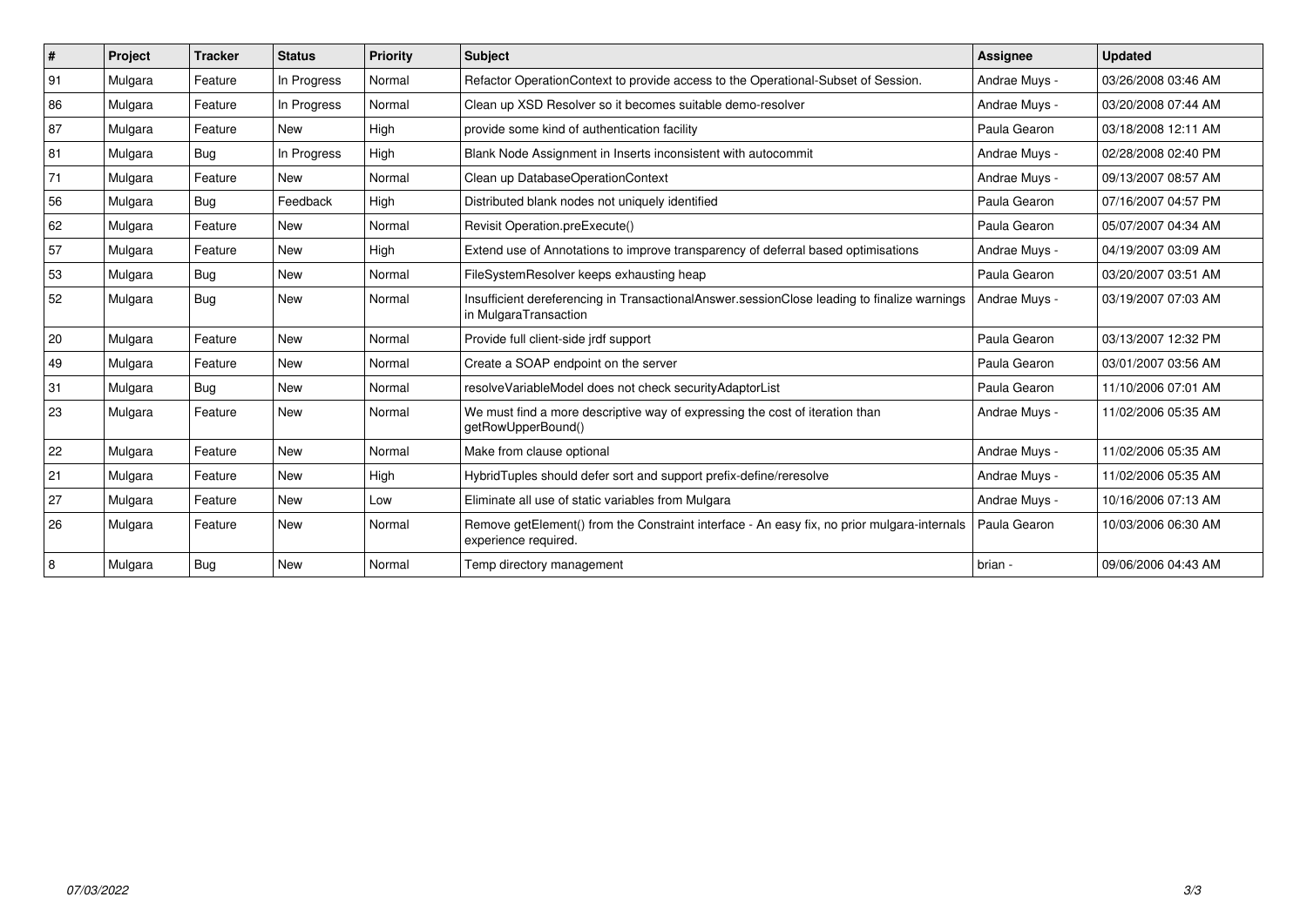| # | Project | Tracker | Status | Priority | Subject | Assignee | Updated |
|---|---|---|---|---|---|---|---|
| 91 | Mulgara | Feature | In Progress | Normal | Refactor OperationContext to provide access to the Operational-Subset of Session. | Andrae Muys - | 03/26/2008 03:46 AM |
| 86 | Mulgara | Feature | In Progress | Normal | Clean up XSD Resolver so it becomes suitable demo-resolver | Andrae Muys - | 03/20/2008 07:44 AM |
| 87 | Mulgara | Feature | New | High | provide some kind of authentication facility | Paula Gearon | 03/18/2008 12:11 AM |
| 81 | Mulgara | Bug | In Progress | High | Blank Node Assignment in Inserts inconsistent with autocommit | Andrae Muys - | 02/28/2008 02:40 PM |
| 71 | Mulgara | Feature | New | Normal | Clean up DatabaseOperationContext | Andrae Muys - | 09/13/2007 08:57 AM |
| 56 | Mulgara | Bug | Feedback | High | Distributed blank nodes not uniquely identified | Paula Gearon | 07/16/2007 04:57 PM |
| 62 | Mulgara | Feature | New | Normal | Revisit Operation.preExecute() | Paula Gearon | 05/07/2007 04:34 AM |
| 57 | Mulgara | Feature | New | High | Extend use of Annotations to improve transparency of deferral based optimisations | Andrae Muys - | 04/19/2007 03:09 AM |
| 53 | Mulgara | Bug | New | Normal | FileSystemResolver keeps exhausting heap | Paula Gearon | 03/20/2007 03:51 AM |
| 52 | Mulgara | Bug | New | Normal | Insufficient dereferencing in TransactionalAnswer.sessionClose leading to finalize warnings in MulgaraTransaction | Andrae Muys - | 03/19/2007 07:03 AM |
| 20 | Mulgara | Feature | New | Normal | Provide full client-side jrdf support | Paula Gearon | 03/13/2007 12:32 PM |
| 49 | Mulgara | Feature | New | Normal | Create a SOAP endpoint on the server | Paula Gearon | 03/01/2007 03:56 AM |
| 31 | Mulgara | Bug | New | Normal | resolveVariableModel does not check securityAdaptorList | Paula Gearon | 11/10/2006 07:01 AM |
| 23 | Mulgara | Feature | New | Normal | We must find a more descriptive way of expressing the cost of iteration than getRowUpperBound() | Andrae Muys - | 11/02/2006 05:35 AM |
| 22 | Mulgara | Feature | New | Normal | Make from clause optional | Andrae Muys - | 11/02/2006 05:35 AM |
| 21 | Mulgara | Feature | New | High | HybridTuples should defer sort and support prefix-define/reresolve | Andrae Muys - | 11/02/2006 05:35 AM |
| 27 | Mulgara | Feature | New | Low | Eliminate all use of static variables from Mulgara | Andrae Muys - | 10/16/2006 07:13 AM |
| 26 | Mulgara | Feature | New | Normal | Remove getElement() from the Constraint interface - An easy fix, no prior mulgara-internals experience required. | Paula Gearon | 10/03/2006 06:30 AM |
| 8 | Mulgara | Bug | New | Normal | Temp directory management | brian - | 09/06/2006 04:43 AM |